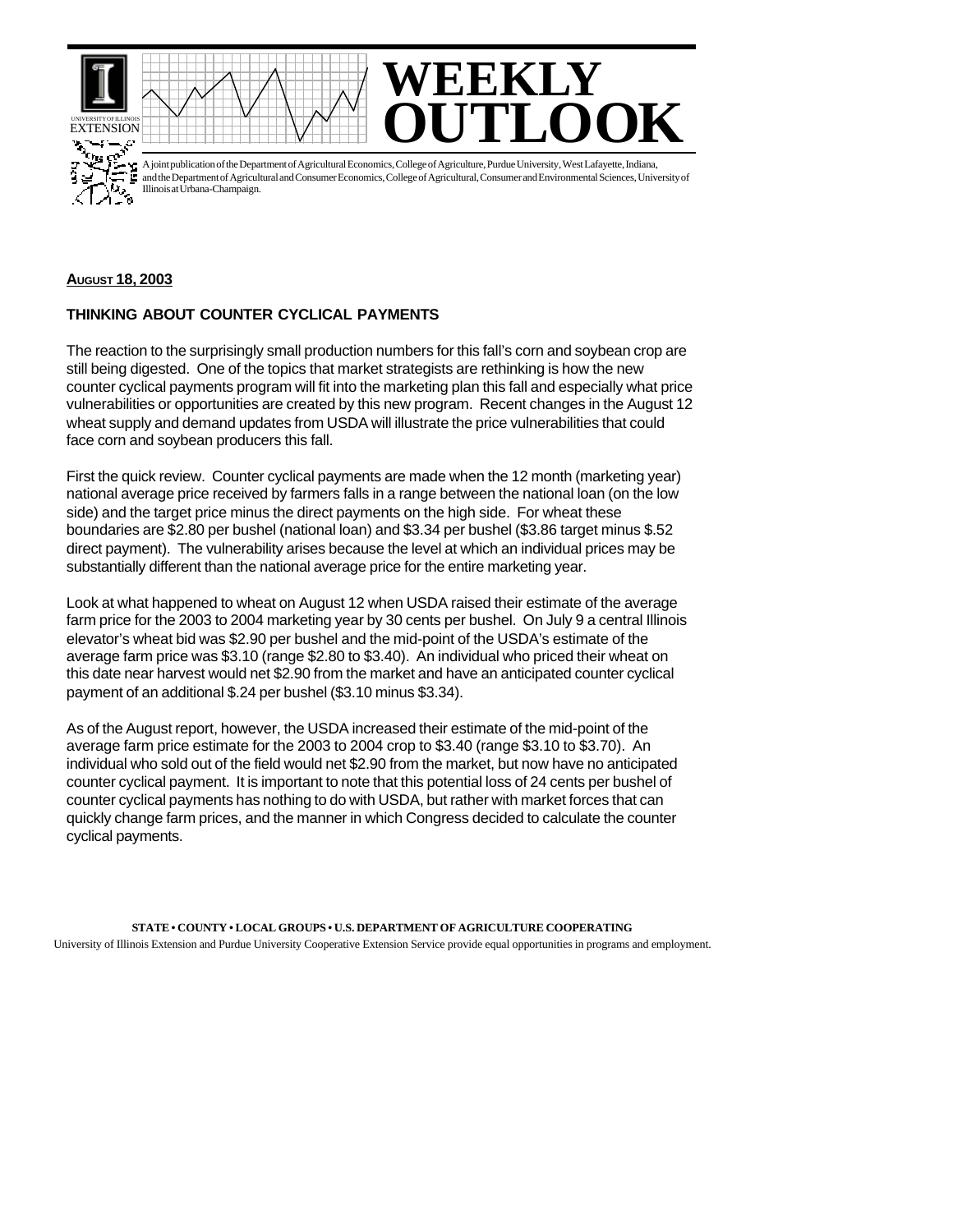# WEEKLY OUTLOOK

A joint publication of the Department of Agricultural Economics, College of Agriculture, Purdue University, West Lafayette, Indiana, and the Department of Agricultural and Consumer Economics, College of Agricultural, Consumer and Environmental Sciences, University of Illinois at Urbana-Champaign.

**AUGUST 18, 2003**

## THINKING ABOUT COUNTER CYCLICAL PAYMENTS

The reaction to the surprisingly small production numbers for this fall's corn and soybean crop are still being digested. One of the topics that market strategists are rethinking is how the new counter cyclical payments program will fit into the marketing plan this fall and especially what price vulnerabilities or opportunities are created by this new program. Recent changes in the August 12 wheat supply and demand updates from USDA will illustrate the price vulnerabilities that could face corn and soybean producers this fall.

First the quick review. Counter cyclical payments are made when the 12 month (marketing year) national average price received by farmers falls in a range between the national loan (on the low side) and the target price minus the direct payments on the high side. For wheat these boundaries are $2.80 per bushel (national loan) and $3.34 per bushel ($3.86 target minus $.52 direct payment). The vulnerability arises because the level at which an individual prices may be substantially different than the national average price for the entire marketing year.

Look at what happened to wheat on August 12 when USDA raised their estimate of the average farm price for the 2003 to 2004 marketing year by 30 cents per bushel. On July 9 a central Illinois elevator's wheat bid was $2.90 per bushel and the mid-point of the USDA's estimate of the average farm price was $3.10 (range $2.80 to $3.40). An individual who priced their wheat on this date near harvest would net $2.90 from the market and have an anticipated counter cyclical payment of an additional $.24 per bushel ($3.10 minus $3.34).

As of the August report, however, the USDA increased their estimate of the mid-point of the average farm price estimate for the 2003 to 2004 crop to $3.40 (range $3.10 to $3.70). An individual who sold out of the field would net $2.90 from the market, but now have no anticipated counter cyclical payment. It is important to note that this potential loss of 24 cents per bushel of counter cyclical payments has nothing to do with USDA, but rather with market forces that can quickly change farm prices, and the manner in which Congress decided to calculate the counter cyclical payments.

**STATE • COUNTY • LOCAL GROUPS • U.S. DEPARTMENT OF AGRICULTURE COOPERATING**

University of Illinois Extension and Purdue University Cooperative Extension Service provide equal opportunities in programs and employment.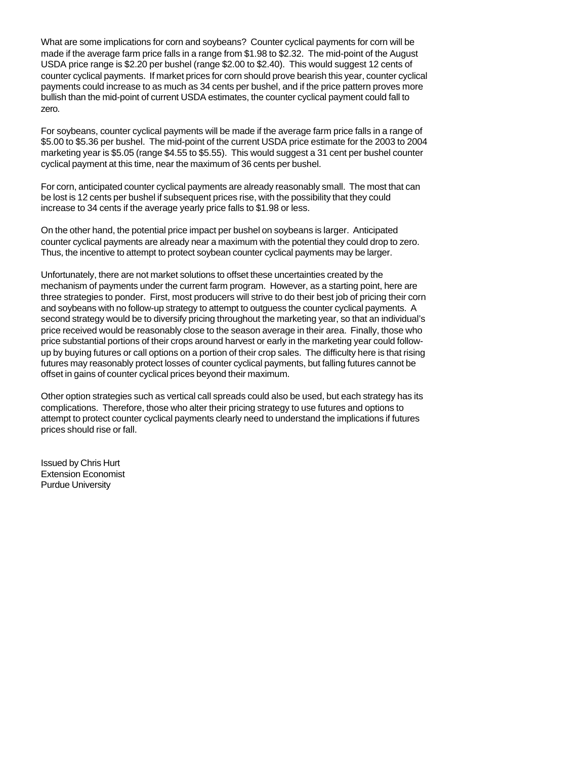What are some implications for corn and soybeans? Counter cyclical payments for corn will be made if the average farm price falls in a range from $1.98 to $2.32. The mid-point of the August USDA price range is $2.20 per bushel (range $2.00 to $2.40). This would suggest 12 cents of counter cyclical payments. If market prices for corn should prove bearish this year, counter cyclical payments could increase to as much as 34 cents per bushel, and if the price pattern proves more bullish than the mid-point of current USDA estimates, the counter cyclical payment could fall to zero.

For soybeans, counter cyclical payments will be made if the average farm price falls in a range of $5.00 to $5.36 per bushel. The mid-point of the current USDA price estimate for the 2003 to 2004 marketing year is $5.05 (range $4.55 to $5.55). This would suggest a 31 cent per bushel counter cyclical payment at this time, near the maximum of 36 cents per bushel.

For corn, anticipated counter cyclical payments are already reasonably small. The most that can be lost is 12 cents per bushel if subsequent prices rise, with the possibility that they could increase to 34 cents if the average yearly price falls to $1.98 or less.

On the other hand, the potential price impact per bushel on soybeans is larger. Anticipated counter cyclical payments are already near a maximum with the potential they could drop to zero. Thus, the incentive to attempt to protect soybean counter cyclical payments may be larger.

Unfortunately, there are not market solutions to offset these uncertainties created by the mechanism of payments under the current farm program. However, as a starting point, here are three strategies to ponder. First, most producers will strive to do their best job of pricing their corn and soybeans with no follow-up strategy to attempt to outguess the counter cyclical payments. A second strategy would be to diversify pricing throughout the marketing year, so that an individual's price received would be reasonably close to the season average in their area. Finally, those who price substantial portions of their crops around harvest or early in the marketing year could follow-up by buying futures or call options on a portion of their crop sales. The difficulty here is that rising futures may reasonably protect losses of counter cyclical payments, but falling futures cannot be offset in gains of counter cyclical prices beyond their maximum.

Other option strategies such as vertical call spreads could also be used, but each strategy has its complications. Therefore, those who alter their pricing strategy to use futures and options to attempt to protect counter cyclical payments clearly need to understand the implications if futures prices should rise or fall.

Issued by Chris Hurt
Extension Economist
Purdue University